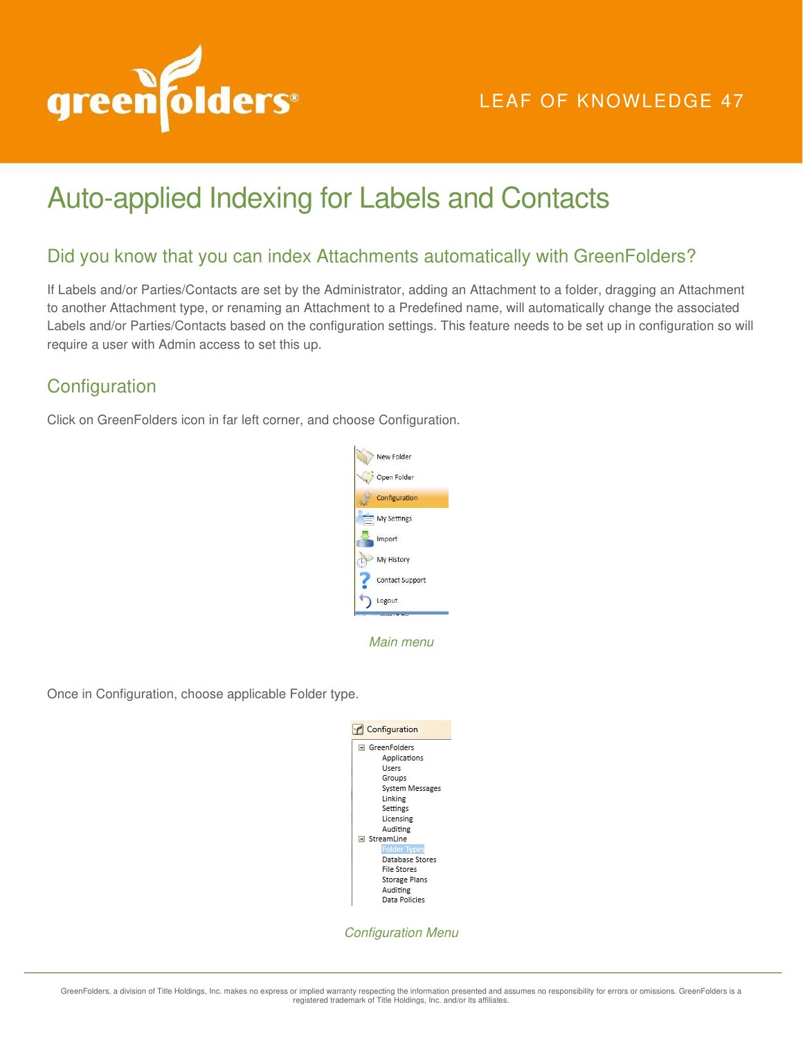LEAF OF KNOWLEDGE 47

# Auto-applied Indexing for Labels and Contacts

## Did you know that you can index Attachments automatically with GreenFolders?

If Labels and/or Parties/Contacts are set by the Administrator, adding an Attachment to a folder, dragging an Attachment to another Attachment type, or renaming an Attachment to a Predefined name, will automatically change the associated Labels and/or Parties/Contacts based on the configuration settings. This feature needs to be set up in configuration so will require a user with Admin access to set this up.

## Configuration

Click on GreenFolders icon in far left corner, and choose Configuration.

*Main menu*

Once in Configuration, choose applicable Folder type.

*Configuration Menu*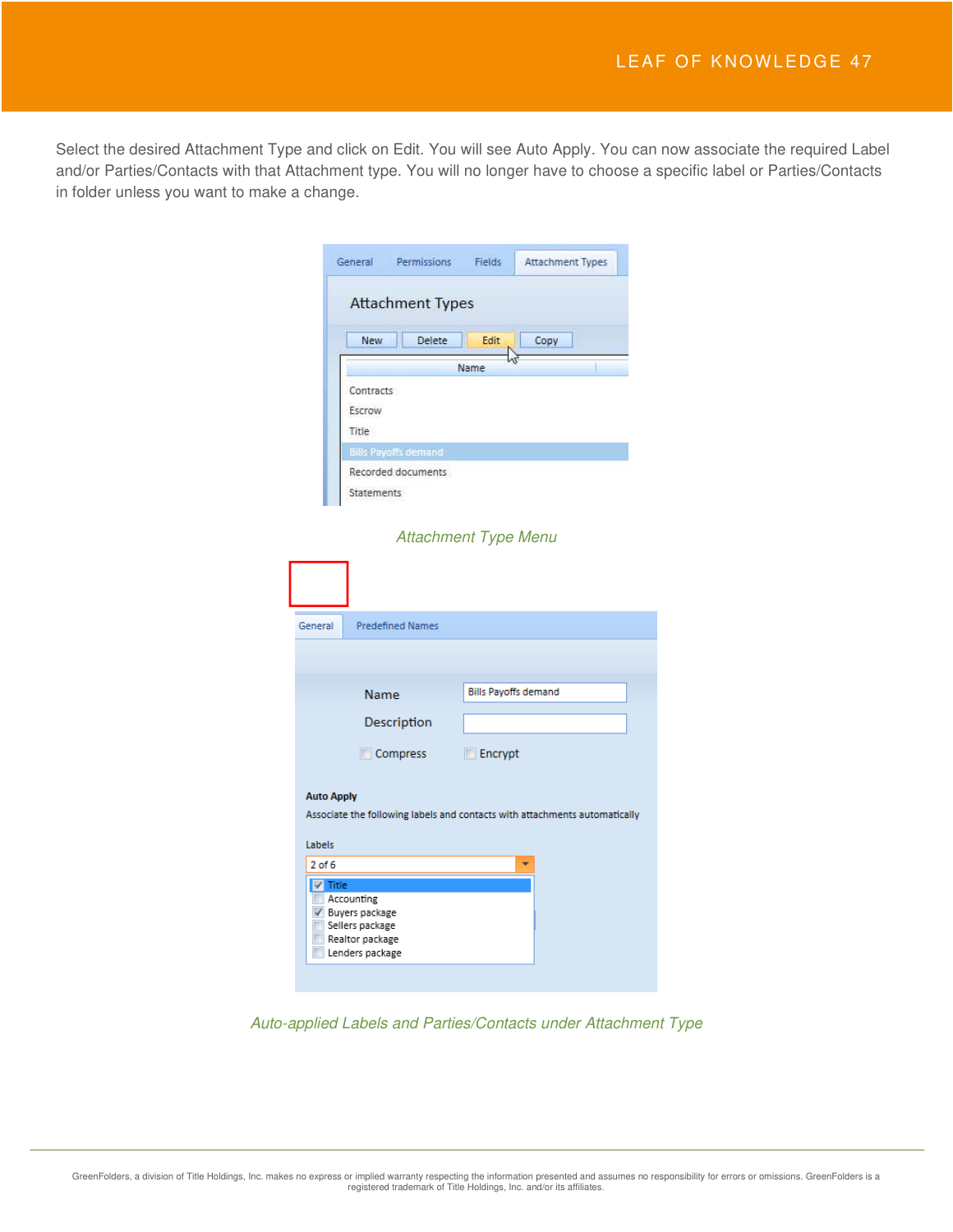Select the desired Attachment Type and click on Edit. You will see Auto Apply. You can now associate the required Label and/or Parties/Contacts with that Attachment type. You will no longer have to choose a specific label or Parties/Contacts in folder unless you want to make a change.

*Attachment Type Menu*

*Auto-applied Labels and Parties/Contacts under Attachment Type*

GreenFolders, a division of Title Holdings, Inc. makes no express or implied warranty respecting the information presented and assumes no responsibility for errors or omissions. GreenFolders is a registered trademark of Title Holdings, Inc. and/or its affiliates.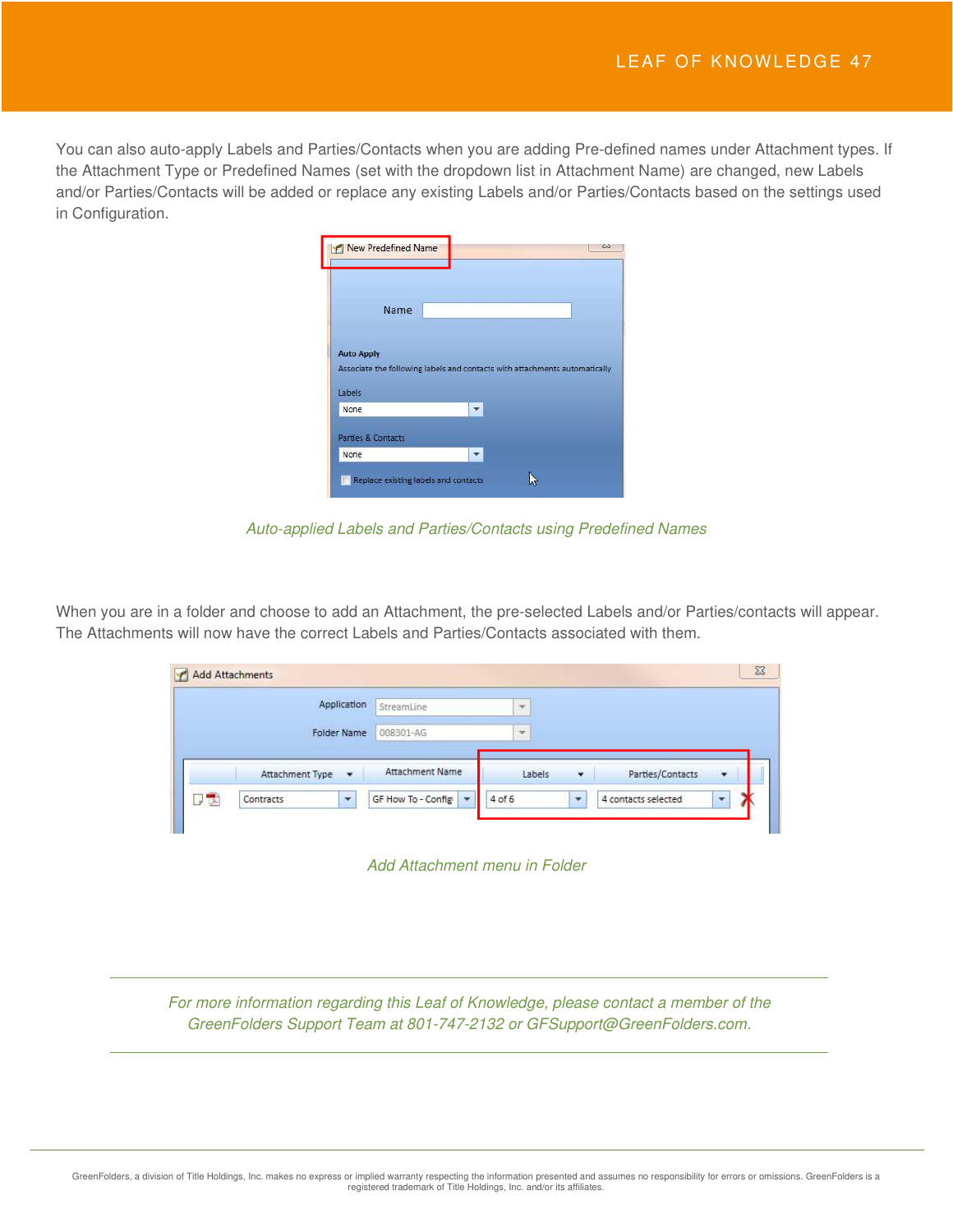You can also auto-apply Labels and Parties/Contacts when you are adding Pre-defined names under Attachment types. If the Attachment Type or Predefined Names (set with the dropdown list in Attachment Name) are changed, new Labels and/or Parties/Contacts will be added or replace any existing Labels and/or Parties/Contacts based on the settings used in Configuration.

*Auto-applied Labels and Parties/Contacts using Predefined Names*

When you are in a folder and choose to add an Attachment, the pre-selected Labels and/or Parties/contacts will appear. The Attachments will now have the correct Labels and Parties/Contacts associated with them.

*Add Attachment menu in Folder*

---

*For more information regarding this Leaf of Knowledge, please contact a member of the GreenFolders Support Team at 801-747-2132 or GFSupport@GreenFolders.com.*

---

GreenFolders, a division of Title Holdings, Inc. makes no express or implied warranty respecting the information presented and assumes no responsibility for errors or omissions. GreenFolders is a registered trademark of Title Holdings, Inc. and/or its affiliates.